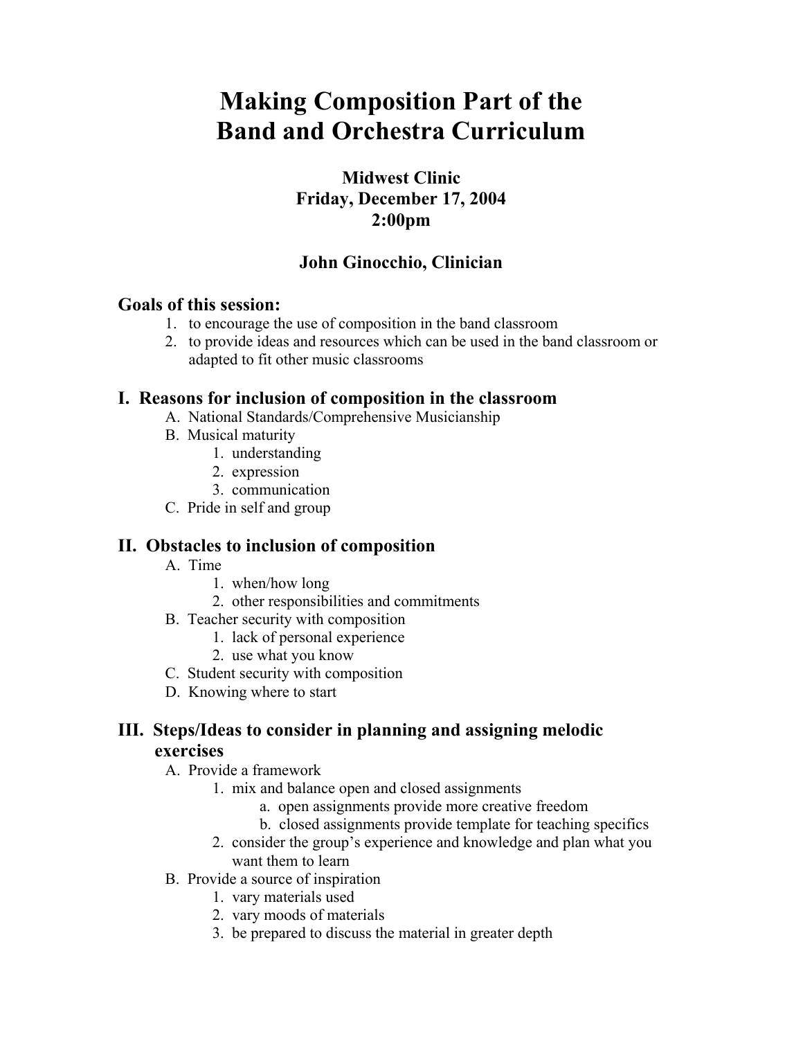# Making Composition Part of the Band and Orchestra Curriculum

**Midwest Clinic**
**Friday, December 17, 2004**
**2:00pm**

**John Ginocchio, Clinician**

## Goals of this session:

1. to encourage the use of composition in the band classroom
2. to provide ideas and resources which can be used in the band classroom or adapted to fit other music classrooms

## I. Reasons for inclusion of composition in the classroom

- A. National Standards/Comprehensive Musicianship
- B. Musical maturity
  1. understanding
  2. expression
  3. communication
- C. Pride in self and group

## II. Obstacles to inclusion of composition

- A. Time
  1. when/how long
  2. other responsibilities and commitments
- B. Teacher security with composition
  1. lack of personal experience
  2. use what you know
- C. Student security with composition
- D. Knowing where to start

## III. Steps/Ideas to consider in planning and assigning melodic exercises

- A. Provide a framework
  1. mix and balance open and closed assignments
     - a. open assignments provide more creative freedom
     - b. closed assignments provide template for teaching specifics
  2. consider the group's experience and knowledge and plan what you want them to learn
- B. Provide a source of inspiration
  1. vary materials used
  2. vary moods of materials
  3. be prepared to discuss the material in greater depth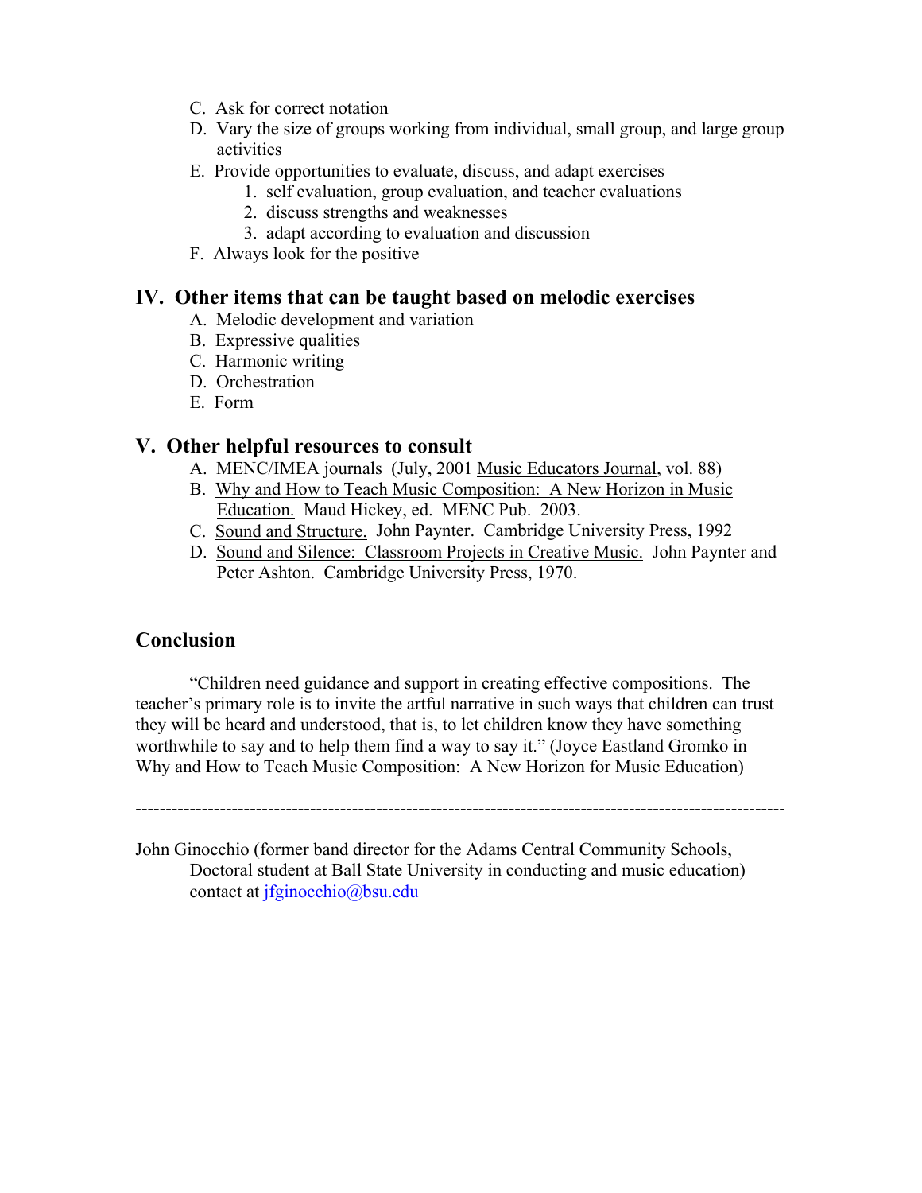C. Ask for correct notation

D. Vary the size of groups working from individual, small group, and large group activities

E. Provide opportunities to evaluate, discuss, and adapt exercises

   1. self evaluation, group evaluation, and teacher evaluations
   2. discuss strengths and weaknesses
   3. adapt according to evaluation and discussion

F. Always look for the positive

## IV. Other items that can be taught based on melodic exercises

A. Melodic development and variation

B. Expressive qualities

C. Harmonic writing

D. Orchestration

E. Form

## V. Other helpful resources to consult

A. MENC/IMEA journals (July, 2001 Music Educators Journal, vol. 88)

B. Why and How to Teach Music Composition: A New Horizon in Music Education. Maud Hickey, ed. MENC Pub. 2003.

C. Sound and Structure. John Paynter. Cambridge University Press, 1992

D. Sound and Silence: Classroom Projects in Creative Music. John Paynter and Peter Ashton. Cambridge University Press, 1970.

## Conclusion

"Children need guidance and support in creating effective compositions. The teacher's primary role is to invite the artful narrative in such ways that children can trust they will be heard and understood, that is, to let children know they have something worthwhile to say and to help them find a way to say it." (Joyce Eastland Gromko in Why and How to Teach Music Composition: A New Horizon for Music Education)

---

John Ginocchio (former band director for the Adams Central Community Schools, Doctoral student at Ball State University in conducting and music education) contact at jfginocchio@bsu.edu